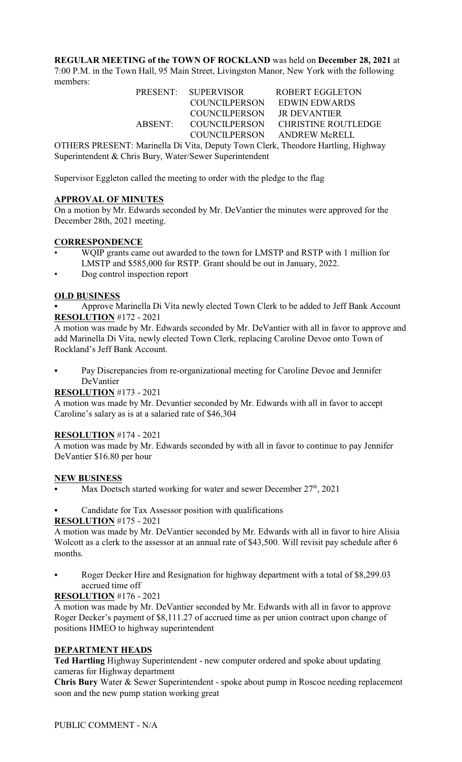**REGULAR MEETING of the TOWN OF ROCKLAND** was held on **December 28, 2021** at 7:00 P.M. in the Town Hall, 95 Main Street, Livingston Manor, New York with the following members:

| | | |
|---|---|---|
| PRESENT: | SUPERVISOR | ROBERT EGGLETON |
| | COUNCILPERSON | EDWIN EDWARDS |
| | COUNCILPERSON | JR DEVANTIER |
| ABSENT: | COUNCILPERSON | CHRISTINE ROUTLEDGE |
| | COUNCILPERSON | ANDREW McRELL |

OTHERS PRESENT: Marinella Di Vita, Deputy Town Clerk, Theodore Hartling, Highway Superintendent & Chris Bury, Water/Sewer Superintendent

Supervisor Eggleton called the meeting to order with the pledge to the flag

**APPROVAL OF MINUTES**

On a motion by Mr. Edwards seconded by Mr. DeVantier the minutes were approved for the December 28th, 2021 meeting.

**CORRESPONDENCE**

- WQIP grants came out awarded to the town for LMSTP and RSTP with 1 million for LMSTP and $585,000 for RSTP. Grant should be out in January, 2022.
- Dog control inspection report

**OLD BUSINESS**

- Approve Marinella Di Vita newly elected Town Clerk to be added to Jeff Bank Account

**RESOLUTION** #172 - 2021

A motion was made by Mr. Edwards seconded by Mr. DeVantier with all in favor to approve and add Marinella Di Vita, newly elected Town Clerk, replacing Caroline Devoe onto Town of Rockland's Jeff Bank Account.

- Pay Discrepancies from re-organizational meeting for Caroline Devoe and Jennifer DeVantier

**RESOLUTION** #173 - 2021

A motion was made by Mr. Devantier seconded by Mr. Edwards with all in favor to accept Caroline's salary as is at a salaried rate of $46,304

**RESOLUTION** #174 - 2021

A motion was made by Mr. Edwards seconded by with all in favor to continue to pay Jennifer DeVantier $16.80 per hour

**NEW BUSINESS**

- Max Doetsch started working for water and sewer December 27th, 2021
- Candidate for Tax Assessor position with qualifications

**RESOLUTION** #175 - 2021

A motion was made by Mr. DeVantier seconded by Mr. Edwards with all in favor to hire Alisia Wolcott as a clerk to the assessor at an annual rate of $43,500. Will revisit pay schedule after 6 months.

- Roger Decker Hire and Resignation for highway department with a total of $8,299.03 accrued time off

**RESOLUTION** #176 - 2021

A motion was made by Mr. DeVantier seconded by Mr. Edwards with all in favor to approve Roger Decker's payment of $8,111.27 of accrued time as per union contract upon change of positions HMEO to highway superintendent

**DEPARTMENT HEADS**

**Ted Hartling** Highway Superintendent - new computer ordered and spoke about updating cameras for Highway department

**Chris Bury** Water & Sewer Superintendent - spoke about pump in Roscoe needing replacement soon and the new pump station working great

PUBLIC COMMENT - N/A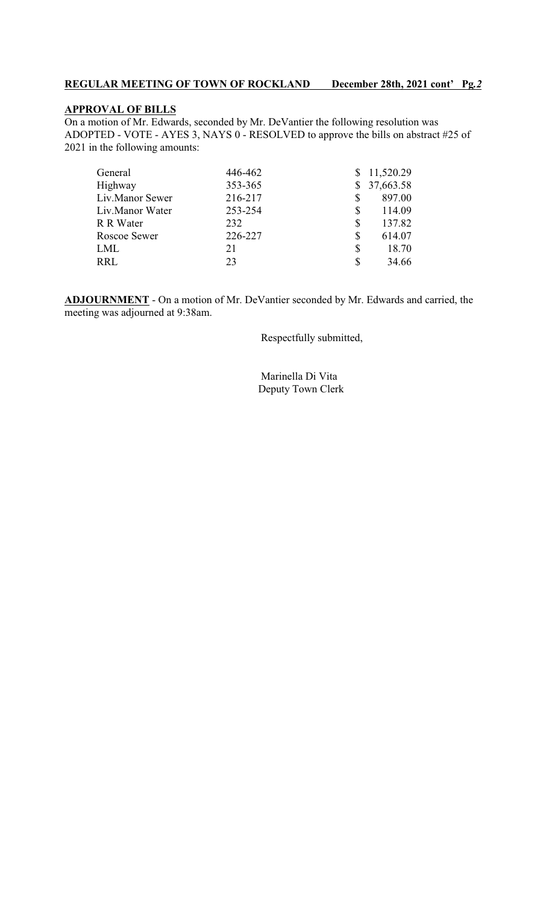## APPROVAL OF BILLS

On a motion of Mr. Edwards, seconded by Mr. DeVantier the following resolution was ADOPTED - VOTE - AYES 3, NAYS 0 - RESOLVED to approve the bills on abstract #25 of 2021 in the following amounts:

| | | |
|---|---|---|
| General | 446-462 | $ 11,520.29 |
| Highway | 353-365 | $ 37,663.58 |
| Liv.Manor Sewer | 216-217 | $ 897.00 |
| Liv.Manor Water | 253-254 | $ 114.09 |
| R R Water | 232 | $ 137.82 |
| Roscoe Sewer | 226-227 | $ 614.07 |
| LML | 21 | $ 18.70 |
| RRL | 23 | $ 34.66 |

**ADJOURNMENT** - On a motion of Mr. DeVantier seconded by Mr. Edwards and carried, the meeting was adjourned at 9:38am.

Respectfully submitted,

Marinella Di Vita
Deputy Town Clerk